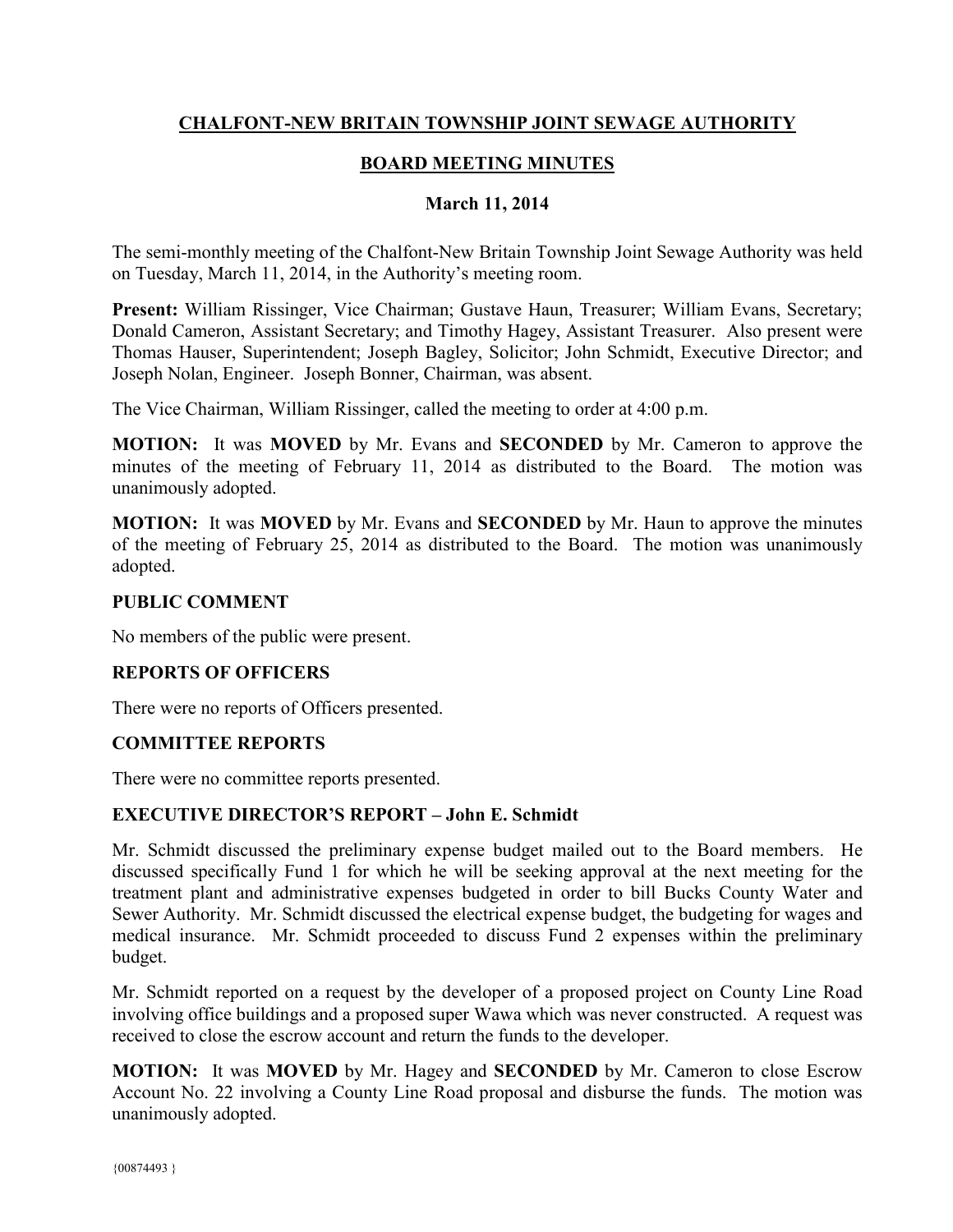# CHALFONT-NEW BRITAIN TOWNSHIP JOINT SEWAGE AUTHORITY

## BOARD MEETING MINUTES

### March 11, 2014

The semi-monthly meeting of the Chalfont-New Britain Township Joint Sewage Authority was held on Tuesday, March 11, 2014, in the Authority's meeting room.

**Present:** William Rissinger, Vice Chairman; Gustave Haun, Treasurer; William Evans, Secretary; Donald Cameron, Assistant Secretary; and Timothy Hagey, Assistant Treasurer. Also present were Thomas Hauser, Superintendent; Joseph Bagley, Solicitor; John Schmidt, Executive Director; and Joseph Nolan, Engineer. Joseph Bonner, Chairman, was absent.

The Vice Chairman, William Rissinger, called the meeting to order at 4:00 p.m.

**MOTION:** It was **MOVED** by Mr. Evans and **SECONDED** by Mr. Cameron to approve the minutes of the meeting of February 11, 2014 as distributed to the Board. The motion was unanimously adopted.

**MOTION:** It was **MOVED** by Mr. Evans and **SECONDED** by Mr. Haun to approve the minutes of the meeting of February 25, 2014 as distributed to the Board. The motion was unanimously adopted.

### PUBLIC COMMENT

No members of the public were present.

### REPORTS OF OFFICERS

There were no reports of Officers presented.

### COMMITTEE REPORTS

There were no committee reports presented.

### EXECUTIVE DIRECTOR'S REPORT – John E. Schmidt

Mr. Schmidt discussed the preliminary expense budget mailed out to the Board members. He discussed specifically Fund 1 for which he will be seeking approval at the next meeting for the treatment plant and administrative expenses budgeted in order to bill Bucks County Water and Sewer Authority. Mr. Schmidt discussed the electrical expense budget, the budgeting for wages and medical insurance. Mr. Schmidt proceeded to discuss Fund 2 expenses within the preliminary budget.

Mr. Schmidt reported on a request by the developer of a proposed project on County Line Road involving office buildings and a proposed super Wawa which was never constructed. A request was received to close the escrow account and return the funds to the developer.

**MOTION:** It was **MOVED** by Mr. Hagey and **SECONDED** by Mr. Cameron to close Escrow Account No. 22 involving a County Line Road proposal and disburse the funds. The motion was unanimously adopted.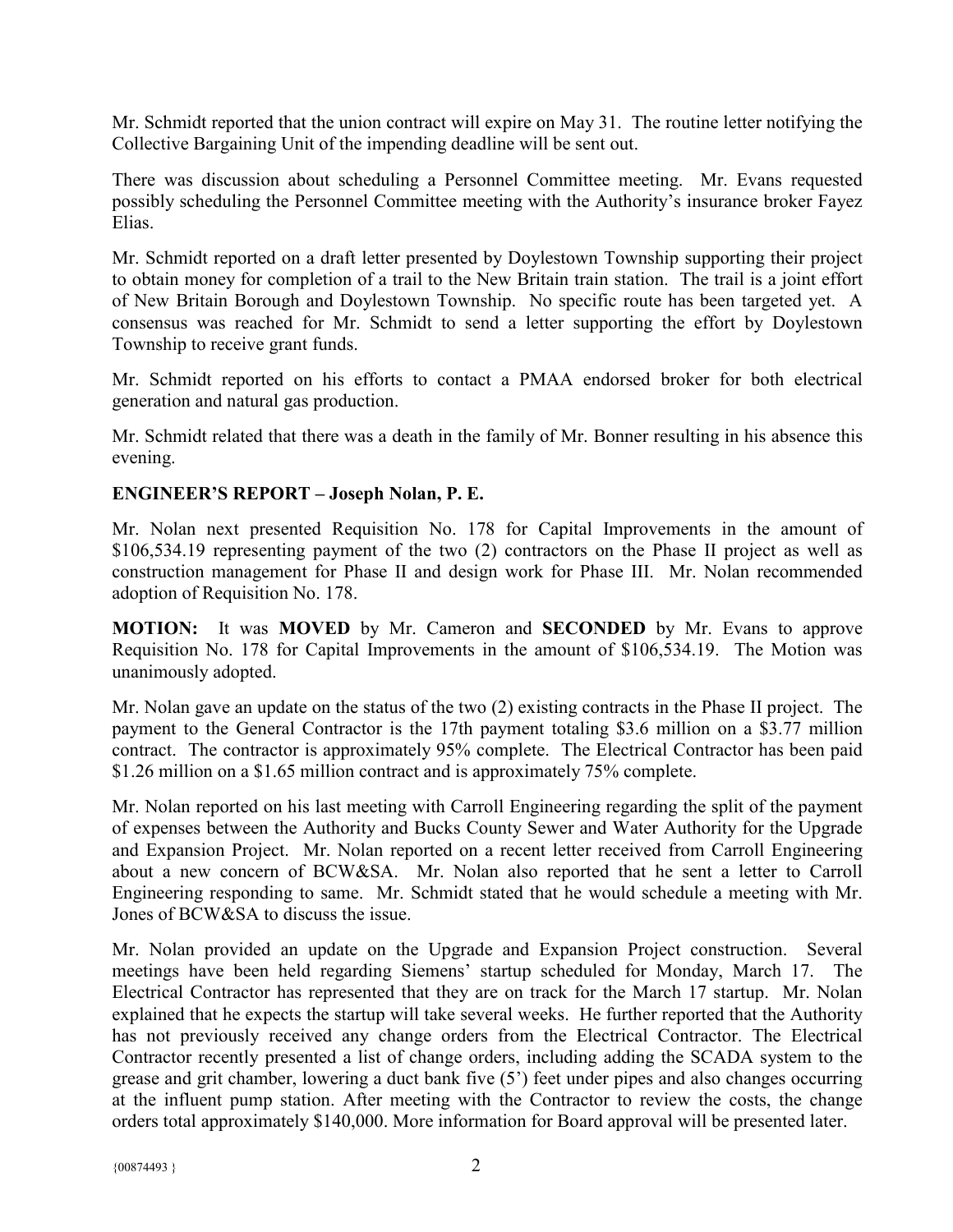Mr. Schmidt reported that the union contract will expire on May 31. The routine letter notifying the Collective Bargaining Unit of the impending deadline will be sent out.

There was discussion about scheduling a Personnel Committee meeting. Mr. Evans requested possibly scheduling the Personnel Committee meeting with the Authority's insurance broker Fayez Elias.

Mr. Schmidt reported on a draft letter presented by Doylestown Township supporting their project to obtain money for completion of a trail to the New Britain train station. The trail is a joint effort of New Britain Borough and Doylestown Township. No specific route has been targeted yet. A consensus was reached for Mr. Schmidt to send a letter supporting the effort by Doylestown Township to receive grant funds.

Mr. Schmidt reported on his efforts to contact a PMAA endorsed broker for both electrical generation and natural gas production.

Mr. Schmidt related that there was a death in the family of Mr. Bonner resulting in his absence this evening.

**ENGINEER'S REPORT – Joseph Nolan, P. E.**

Mr. Nolan next presented Requisition No. 178 for Capital Improvements in the amount of $106,534.19 representing payment of the two (2) contractors on the Phase II project as well as construction management for Phase II and design work for Phase III. Mr. Nolan recommended adoption of Requisition No. 178.

**MOTION:** It was **MOVED** by Mr. Cameron and **SECONDED** by Mr. Evans to approve Requisition No. 178 for Capital Improvements in the amount of $106,534.19. The Motion was unanimously adopted.

Mr. Nolan gave an update on the status of the two (2) existing contracts in the Phase II project. The payment to the General Contractor is the 17th payment totaling $3.6 million on a $3.77 million contract. The contractor is approximately 95% complete. The Electrical Contractor has been paid $1.26 million on a $1.65 million contract and is approximately 75% complete.

Mr. Nolan reported on his last meeting with Carroll Engineering regarding the split of the payment of expenses between the Authority and Bucks County Sewer and Water Authority for the Upgrade and Expansion Project. Mr. Nolan reported on a recent letter received from Carroll Engineering about a new concern of BCW&SA. Mr. Nolan also reported that he sent a letter to Carroll Engineering responding to same. Mr. Schmidt stated that he would schedule a meeting with Mr. Jones of BCW&SA to discuss the issue.

Mr. Nolan provided an update on the Upgrade and Expansion Project construction. Several meetings have been held regarding Siemens' startup scheduled for Monday, March 17. The Electrical Contractor has represented that they are on track for the March 17 startup. Mr. Nolan explained that he expects the startup will take several weeks. He further reported that the Authority has not previously received any change orders from the Electrical Contractor. The Electrical Contractor recently presented a list of change orders, including adding the SCADA system to the grease and grit chamber, lowering a duct bank five (5') feet under pipes and also changes occurring at the influent pump station. After meeting with the Contractor to review the costs, the change orders total approximately $140,000. More information for Board approval will be presented later.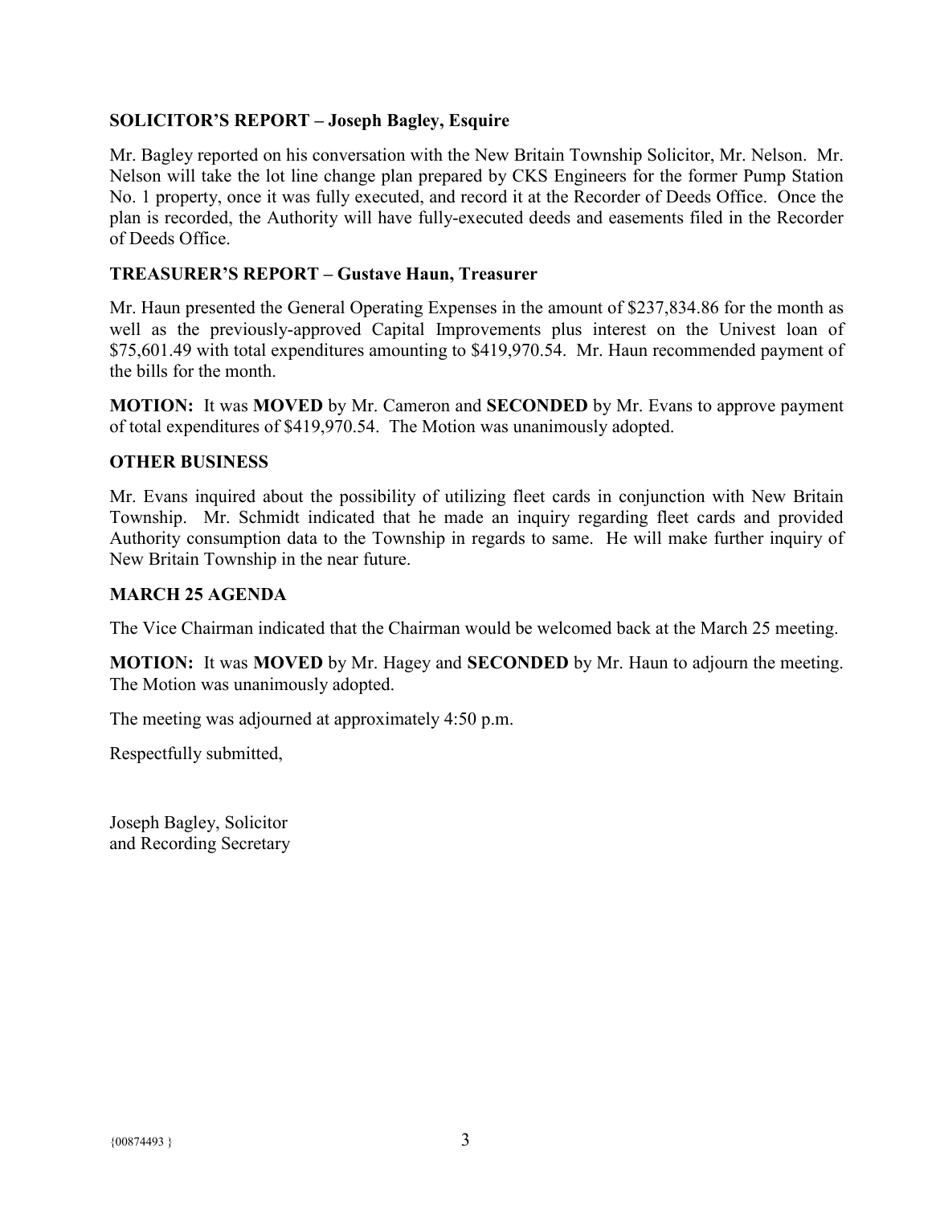**SOLICITOR'S REPORT – Joseph Bagley, Esquire**

Mr. Bagley reported on his conversation with the New Britain Township Solicitor, Mr. Nelson. Mr. Nelson will take the lot line change plan prepared by CKS Engineers for the former Pump Station No. 1 property, once it was fully executed, and record it at the Recorder of Deeds Office. Once the plan is recorded, the Authority will have fully-executed deeds and easements filed in the Recorder of Deeds Office.

**TREASURER'S REPORT – Gustave Haun, Treasurer**

Mr. Haun presented the General Operating Expenses in the amount of $237,834.86 for the month as well as the previously-approved Capital Improvements plus interest on the Univest loan of $75,601.49 with total expenditures amounting to $419,970.54. Mr. Haun recommended payment of the bills for the month.

**MOTION:** It was **MOVED** by Mr. Cameron and **SECONDED** by Mr. Evans to approve payment of total expenditures of $419,970.54. The Motion was unanimously adopted.

**OTHER BUSINESS**

Mr. Evans inquired about the possibility of utilizing fleet cards in conjunction with New Britain Township. Mr. Schmidt indicated that he made an inquiry regarding fleet cards and provided Authority consumption data to the Township in regards to same. He will make further inquiry of New Britain Township in the near future.

**MARCH 25 AGENDA**

The Vice Chairman indicated that the Chairman would be welcomed back at the March 25 meeting.

**MOTION:** It was **MOVED** by Mr. Hagey and **SECONDED** by Mr. Haun to adjourn the meeting. The Motion was unanimously adopted.

The meeting was adjourned at approximately 4:50 p.m.

Respectfully submitted,

Joseph Bagley, Solicitor
and Recording Secretary